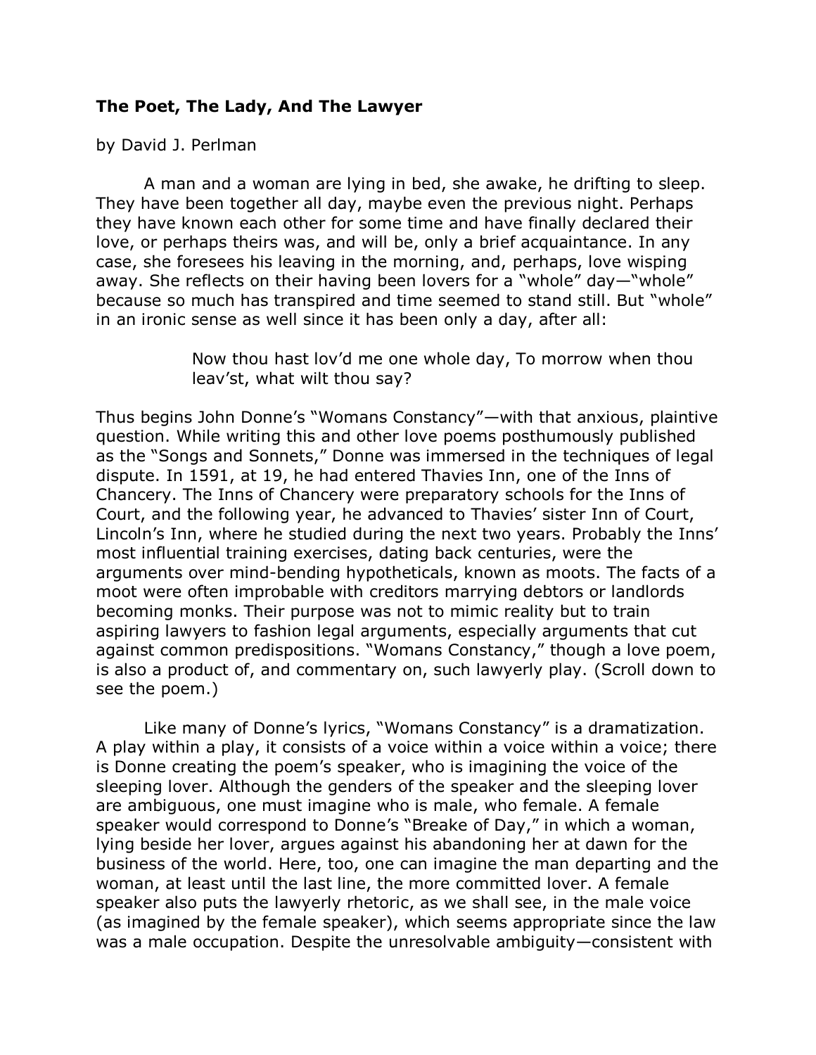**The Poet, The Lady, And The Lawyer**

by David J. Perlman

A man and a woman are lying in bed, she awake, he drifting to sleep. They have been together all day, maybe even the previous night. Perhaps they have known each other for some time and have finally declared their love, or perhaps theirs was, and will be, only a brief acquaintance. In any case, she foresees his leaving in the morning, and, perhaps, love wisping away. She reflects on their having been lovers for a "whole" day—"whole" because so much has transpired and time seemed to stand still. But "whole" in an ironic sense as well since it has been only a day, after all:

> Now thou hast lov'd me one whole day, To morrow when thou leav'st, what wilt thou say?

Thus begins John Donne's "Womans Constancy"—with that anxious, plaintive question. While writing this and other love poems posthumously published as the "Songs and Sonnets," Donne was immersed in the techniques of legal dispute. In 1591, at 19, he had entered Thavies Inn, one of the Inns of Chancery. The Inns of Chancery were preparatory schools for the Inns of Court, and the following year, he advanced to Thavies' sister Inn of Court, Lincoln's Inn, where he studied during the next two years. Probably the Inns' most influential training exercises, dating back centuries, were the arguments over mind-bending hypotheticals, known as moots. The facts of a moot were often improbable with creditors marrying debtors or landlords becoming monks. Their purpose was not to mimic reality but to train aspiring lawyers to fashion legal arguments, especially arguments that cut against common predispositions. "Womans Constancy," though a love poem, is also a product of, and commentary on, such lawyerly play. (Scroll down to see the poem.)

Like many of Donne's lyrics, "Womans Constancy" is a dramatization. A play within a play, it consists of a voice within a voice within a voice; there is Donne creating the poem's speaker, who is imagining the voice of the sleeping lover. Although the genders of the speaker and the sleeping lover are ambiguous, one must imagine who is male, who female. A female speaker would correspond to Donne's "Breake of Day," in which a woman, lying beside her lover, argues against his abandoning her at dawn for the business of the world. Here, too, one can imagine the man departing and the woman, at least until the last line, the more committed lover. A female speaker also puts the lawyerly rhetoric, as we shall see, in the male voice (as imagined by the female speaker), which seems appropriate since the law was a male occupation. Despite the unresolvable ambiguity—consistent with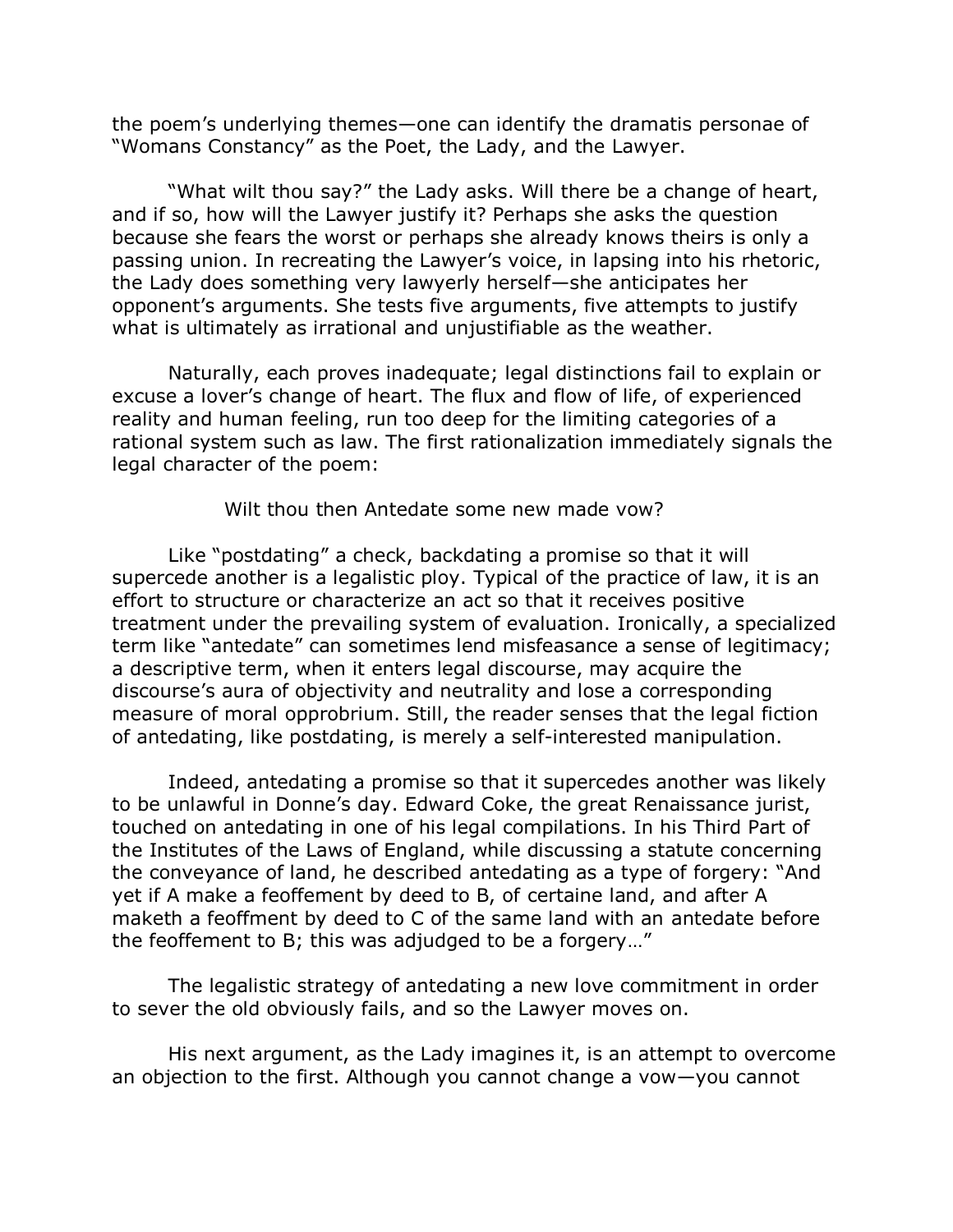the poem's underlying themes—one can identify the dramatis personae of "Womans Constancy" as the Poet, the Lady, and the Lawyer.

"What wilt thou say?" the Lady asks. Will there be a change of heart, and if so, how will the Lawyer justify it? Perhaps she asks the question because she fears the worst or perhaps she already knows theirs is only a passing union. In recreating the Lawyer's voice, in lapsing into his rhetoric, the Lady does something very lawyerly herself—she anticipates her opponent's arguments. She tests five arguments, five attempts to justify what is ultimately as irrational and unjustifiable as the weather.

Naturally, each proves inadequate; legal distinctions fail to explain or excuse a lover's change of heart. The flux and flow of life, of experienced reality and human feeling, run too deep for the limiting categories of a rational system such as law. The first rationalization immediately signals the legal character of the poem:

> Wilt thou then Antedate some new made vow?

Like "postdating" a check, backdating a promise so that it will supercede another is a legalistic ploy. Typical of the practice of law, it is an effort to structure or characterize an act so that it receives positive treatment under the prevailing system of evaluation. Ironically, a specialized term like "antedate" can sometimes lend misfeasance a sense of legitimacy; a descriptive term, when it enters legal discourse, may acquire the discourse's aura of objectivity and neutrality and lose a corresponding measure of moral opprobrium. Still, the reader senses that the legal fiction of antedating, like postdating, is merely a self-interested manipulation.

Indeed, antedating a promise so that it supercedes another was likely to be unlawful in Donne's day. Edward Coke, the great Renaissance jurist, touched on antedating in one of his legal compilations. In his Third Part of the Institutes of the Laws of England, while discussing a statute concerning the conveyance of land, he described antedating as a type of forgery: "And yet if A make a feoffement by deed to B, of certaine land, and after A maketh a feoffment by deed to C of the same land with an antedate before the feoffement to B; this was adjudged to be a forgery…"

The legalistic strategy of antedating a new love commitment in order to sever the old obviously fails, and so the Lawyer moves on.

His next argument, as the Lady imagines it, is an attempt to overcome an objection to the first. Although you cannot change a vow—you cannot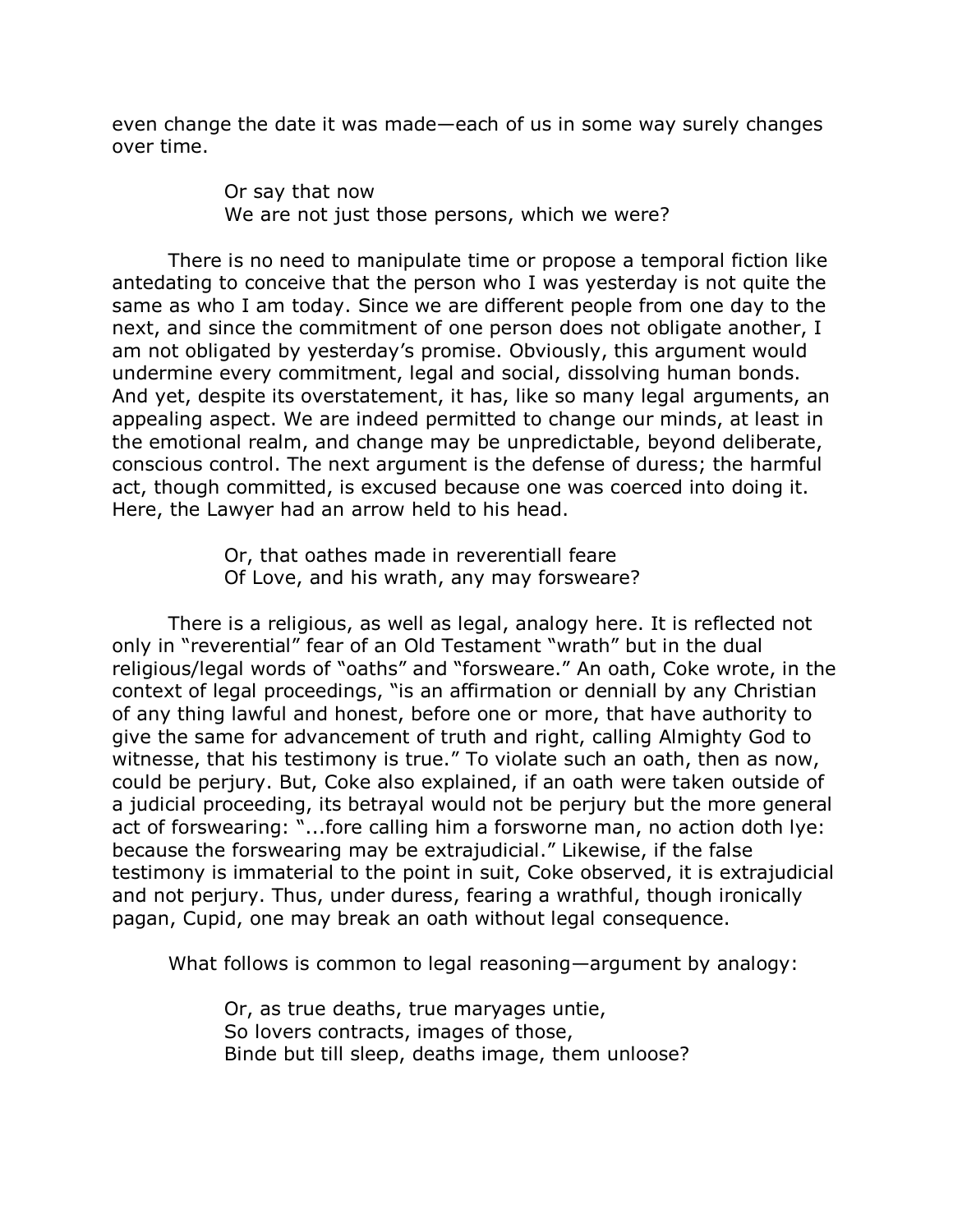even change the date it was made—each of us in some way surely changes over time.

> Or say that now
> We are not just those persons, which we were?

There is no need to manipulate time or propose a temporal fiction like antedating to conceive that the person who I was yesterday is not quite the same as who I am today. Since we are different people from one day to the next, and since the commitment of one person does not obligate another, I am not obligated by yesterday's promise. Obviously, this argument would undermine every commitment, legal and social, dissolving human bonds. And yet, despite its overstatement, it has, like so many legal arguments, an appealing aspect. We are indeed permitted to change our minds, at least in the emotional realm, and change may be unpredictable, beyond deliberate, conscious control. The next argument is the defense of duress; the harmful act, though committed, is excused because one was coerced into doing it. Here, the Lawyer had an arrow held to his head.

> Or, that oathes made in reverentiall feare
> Of Love, and his wrath, any may forsweare?

There is a religious, as well as legal, analogy here. It is reflected not only in "reverential" fear of an Old Testament "wrath" but in the dual religious/legal words of "oaths" and "forsweare." An oath, Coke wrote, in the context of legal proceedings, "is an affirmation or denniall by any Christian of any thing lawful and honest, before one or more, that have authority to give the same for advancement of truth and right, calling Almighty God to witnesse, that his testimony is true." To violate such an oath, then as now, could be perjury. But, Coke also explained, if an oath were taken outside of a judicial proceeding, its betrayal would not be perjury but the more general act of forswearing: "...fore calling him a forsworne man, no action doth lye: because the forswearing may be extrajudicial." Likewise, if the false testimony is immaterial to the point in suit, Coke observed, it is extrajudicial and not perjury. Thus, under duress, fearing a wrathful, though ironically pagan, Cupid, one may break an oath without legal consequence.

What follows is common to legal reasoning—argument by analogy:

> Or, as true deaths, true maryages untie,
> So lovers contracts, images of those,
> Binde but till sleep, deaths image, them unloose?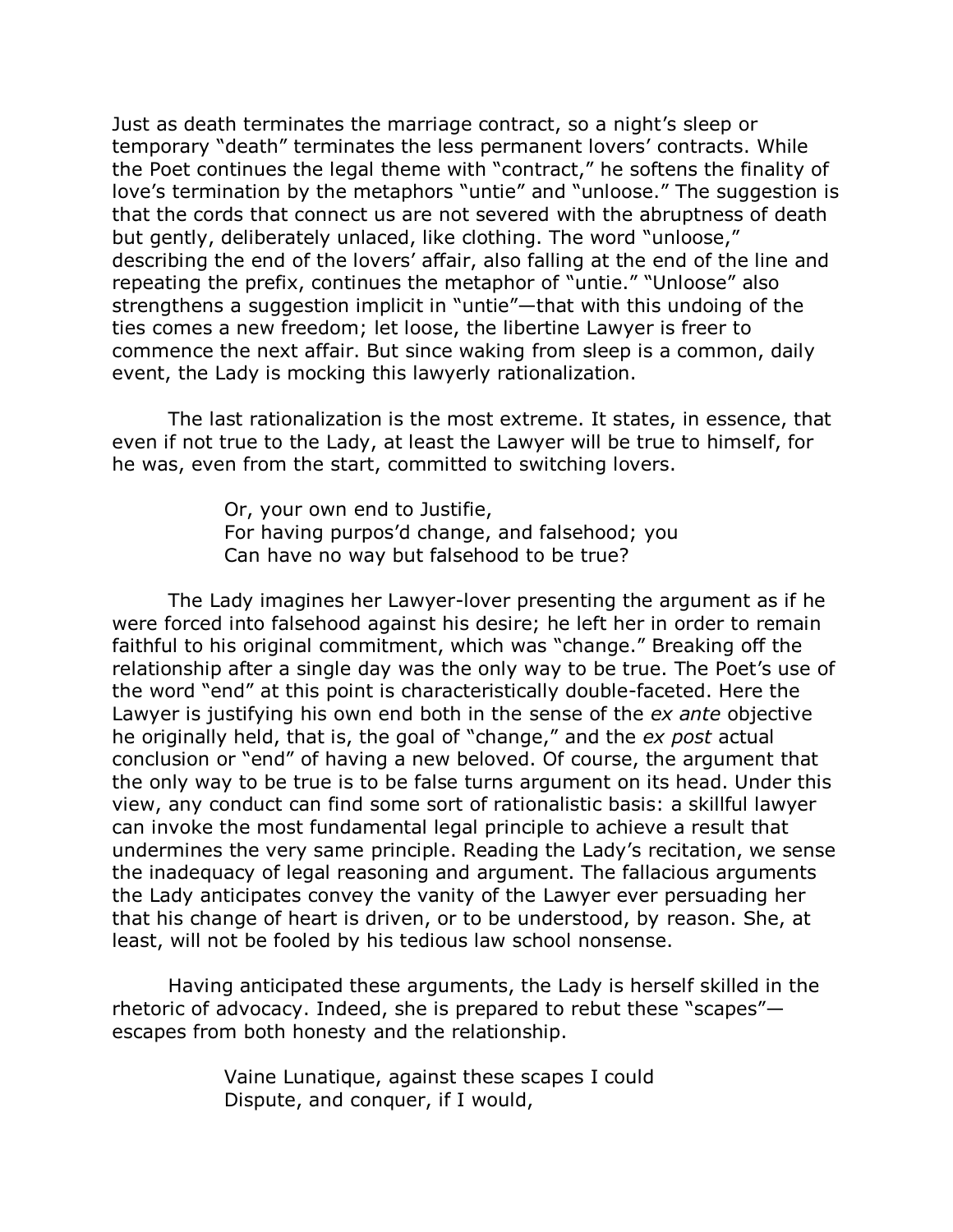Just as death terminates the marriage contract, so a night's sleep or temporary "death" terminates the less permanent lovers' contracts. While the Poet continues the legal theme with "contract," he softens the finality of love's termination by the metaphors "untie" and "unloose." The suggestion is that the cords that connect us are not severed with the abruptness of death but gently, deliberately unlaced, like clothing. The word "unloose," describing the end of the lovers' affair, also falling at the end of the line and repeating the prefix, continues the metaphor of "untie." "Unloose" also strengthens a suggestion implicit in "untie"—that with this undoing of the ties comes a new freedom; let loose, the libertine Lawyer is freer to commence the next affair. But since waking from sleep is a common, daily event, the Lady is mocking this lawyerly rationalization.

The last rationalization is the most extreme. It states, in essence, that even if not true to the Lady, at least the Lawyer will be true to himself, for he was, even from the start, committed to switching lovers.

> Or, your own end to Justifie,
> For having purpos'd change, and falsehood; you
> Can have no way but falsehood to be true?

The Lady imagines her Lawyer-lover presenting the argument as if he were forced into falsehood against his desire; he left her in order to remain faithful to his original commitment, which was "change." Breaking off the relationship after a single day was the only way to be true. The Poet's use of the word "end" at this point is characteristically double-faceted. Here the Lawyer is justifying his own end both in the sense of the *ex ante* objective he originally held, that is, the goal of "change," and the *ex post* actual conclusion or "end" of having a new beloved. Of course, the argument that the only way to be true is to be false turns argument on its head. Under this view, any conduct can find some sort of rationalistic basis: a skillful lawyer can invoke the most fundamental legal principle to achieve a result that undermines the very same principle. Reading the Lady's recitation, we sense the inadequacy of legal reasoning and argument. The fallacious arguments the Lady anticipates convey the vanity of the Lawyer ever persuading her that his change of heart is driven, or to be understood, by reason. She, at least, will not be fooled by his tedious law school nonsense.

Having anticipated these arguments, the Lady is herself skilled in the rhetoric of advocacy. Indeed, she is prepared to rebut these "scapes"—escapes from both honesty and the relationship.

> Vaine Lunatique, against these scapes I could
> Dispute, and conquer, if I would,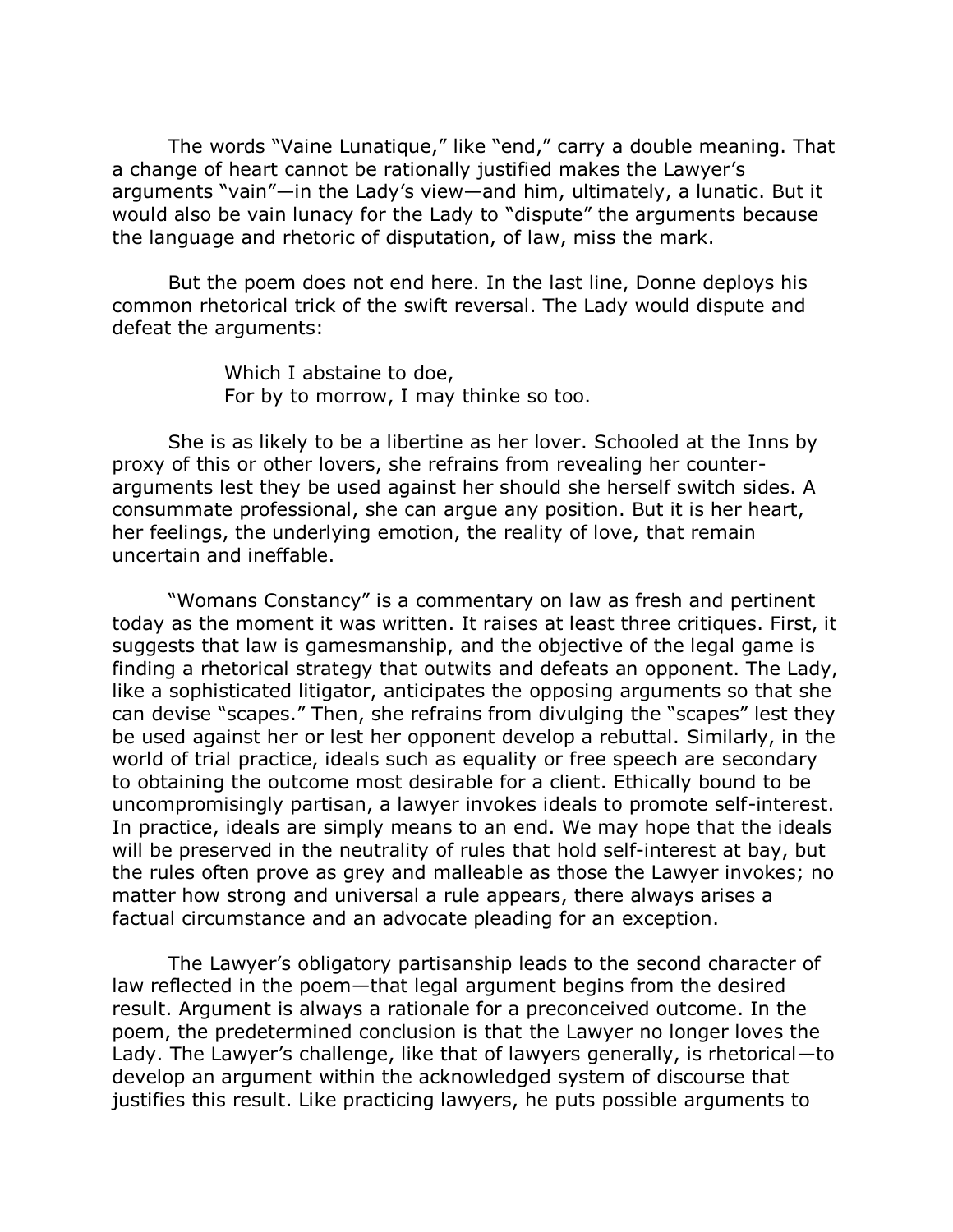The words "Vaine Lunatique," like "end," carry a double meaning. That a change of heart cannot be rationally justified makes the Lawyer's arguments "vain"—in the Lady's view—and him, ultimately, a lunatic. But it would also be vain lunacy for the Lady to "dispute" the arguments because the language and rhetoric of disputation, of law, miss the mark.

But the poem does not end here. In the last line, Donne deploys his common rhetorical trick of the swift reversal. The Lady would dispute and defeat the arguments:

> Which I abstaine to doe,
> For by to morrow, I may thinke so too.

She is as likely to be a libertine as her lover. Schooled at the Inns by proxy of this or other lovers, she refrains from revealing her counter-arguments lest they be used against her should she herself switch sides. A consummate professional, she can argue any position. But it is her heart, her feelings, the underlying emotion, the reality of love, that remain uncertain and ineffable.

"Womans Constancy" is a commentary on law as fresh and pertinent today as the moment it was written. It raises at least three critiques. First, it suggests that law is gamesmanship, and the objective of the legal game is finding a rhetorical strategy that outwits and defeats an opponent. The Lady, like a sophisticated litigator, anticipates the opposing arguments so that she can devise "scapes." Then, she refrains from divulging the "scapes" lest they be used against her or lest her opponent develop a rebuttal. Similarly, in the world of trial practice, ideals such as equality or free speech are secondary to obtaining the outcome most desirable for a client. Ethically bound to be uncompromisingly partisan, a lawyer invokes ideals to promote self-interest. In practice, ideals are simply means to an end. We may hope that the ideals will be preserved in the neutrality of rules that hold self-interest at bay, but the rules often prove as grey and malleable as those the Lawyer invokes; no matter how strong and universal a rule appears, there always arises a factual circumstance and an advocate pleading for an exception.

The Lawyer's obligatory partisanship leads to the second character of law reflected in the poem—that legal argument begins from the desired result. Argument is always a rationale for a preconceived outcome. In the poem, the predetermined conclusion is that the Lawyer no longer loves the Lady. The Lawyer's challenge, like that of lawyers generally, is rhetorical—to develop an argument within the acknowledged system of discourse that justifies this result. Like practicing lawyers, he puts possible arguments to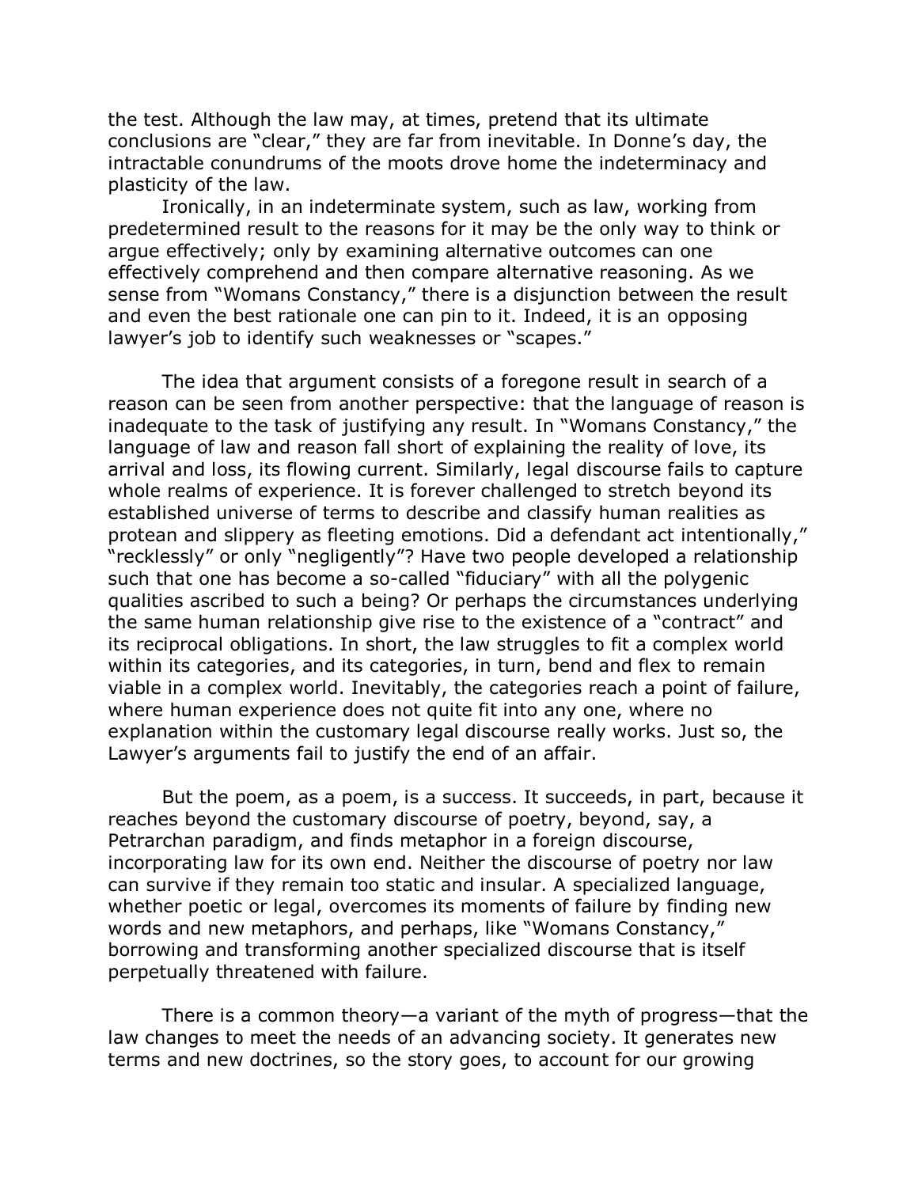the test. Although the law may, at times, pretend that its ultimate conclusions are "clear," they are far from inevitable. In Donne's day, the intractable conundrums of the moots drove home the indeterminacy and plasticity of the law.

Ironically, in an indeterminate system, such as law, working from predetermined result to the reasons for it may be the only way to think or argue effectively; only by examining alternative outcomes can one effectively comprehend and then compare alternative reasoning. As we sense from "Womans Constancy," there is a disjunction between the result and even the best rationale one can pin to it. Indeed, it is an opposing lawyer's job to identify such weaknesses or "scapes."

The idea that argument consists of a foregone result in search of a reason can be seen from another perspective: that the language of reason is inadequate to the task of justifying any result. In "Womans Constancy," the language of law and reason fall short of explaining the reality of love, its arrival and loss, its flowing current. Similarly, legal discourse fails to capture whole realms of experience. It is forever challenged to stretch beyond its established universe of terms to describe and classify human realities as protean and slippery as fleeting emotions. Did a defendant act intentionally," "recklessly" or only "negligently"? Have two people developed a relationship such that one has become a so-called "fiduciary" with all the polygenic qualities ascribed to such a being? Or perhaps the circumstances underlying the same human relationship give rise to the existence of a "contract" and its reciprocal obligations. In short, the law struggles to fit a complex world within its categories, and its categories, in turn, bend and flex to remain viable in a complex world. Inevitably, the categories reach a point of failure, where human experience does not quite fit into any one, where no explanation within the customary legal discourse really works. Just so, the Lawyer's arguments fail to justify the end of an affair.

But the poem, as a poem, is a success. It succeeds, in part, because it reaches beyond the customary discourse of poetry, beyond, say, a Petrarchan paradigm, and finds metaphor in a foreign discourse, incorporating law for its own end. Neither the discourse of poetry nor law can survive if they remain too static and insular. A specialized language, whether poetic or legal, overcomes its moments of failure by finding new words and new metaphors, and perhaps, like "Womans Constancy," borrowing and transforming another specialized discourse that is itself perpetually threatened with failure.

There is a common theory—a variant of the myth of progress—that the law changes to meet the needs of an advancing society. It generates new terms and new doctrines, so the story goes, to account for our growing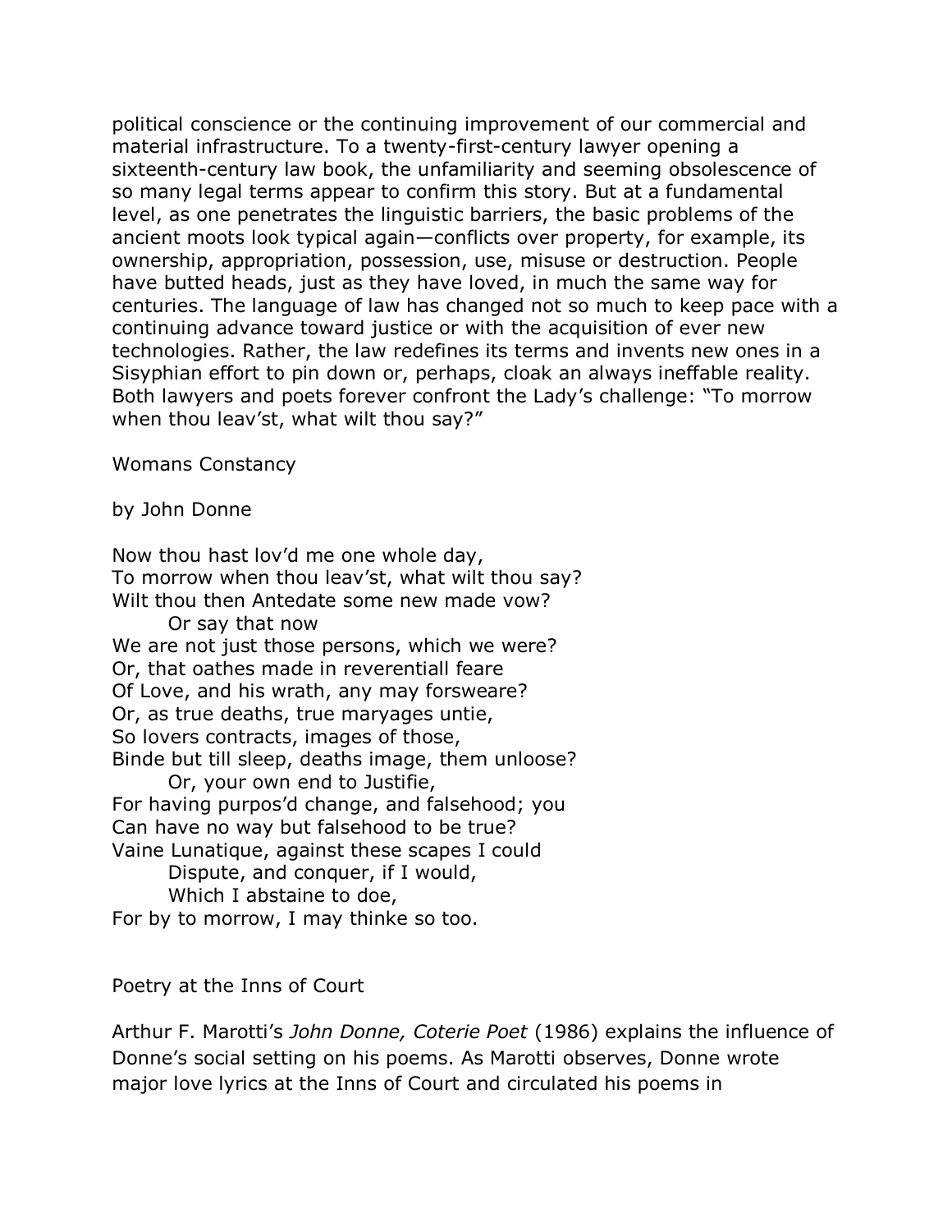political conscience or the continuing improvement of our commercial and material infrastructure. To a twenty-first-century lawyer opening a sixteenth-century law book, the unfamiliarity and seeming obsolescence of so many legal terms appear to confirm this story. But at a fundamental level, as one penetrates the linguistic barriers, the basic problems of the ancient moots look typical again—conflicts over property, for example, its ownership, appropriation, possession, use, misuse or destruction. People have butted heads, just as they have loved, in much the same way for centuries. The language of law has changed not so much to keep pace with a continuing advance toward justice or with the acquisition of ever new technologies. Rather, the law redefines its terms and invents new ones in a Sisyphian effort to pin down or, perhaps, cloak an always ineffable reality. Both lawyers and poets forever confront the Lady's challenge: "To morrow when thou leav'st, what wilt thou say?"

Womans Constancy

by John Donne

Now thou hast lov'd me one whole day,  
To morrow when thou leav'st, what wilt thou say?  
Wilt thou then Antedate some new made vow?  
        Or say that now  
We are not just those persons, which we were?  
Or, that oathes made in reverentiall feare  
Of Love, and his wrath, any may forsweare?  
Or, as true deaths, true maryages untie,  
So lovers contracts, images of those,  
Binde but till sleep, deaths image, them unloose?  
        Or, your own end to Justifie,  
For having purpos'd change, and falsehood; you  
Can have no way but falsehood to be true?  
Vaine Lunatique, against these scapes I could  
        Dispute, and conquer, if I would,  
        Which I abstaine to doe,  
For by to morrow, I may thinke so too.

## Poetry at the Inns of Court

Arthur F. Marotti's *John Donne, Coterie Poet* (1986) explains the influence of Donne's social setting on his poems. As Marotti observes, Donne wrote major love lyrics at the Inns of Court and circulated his poems in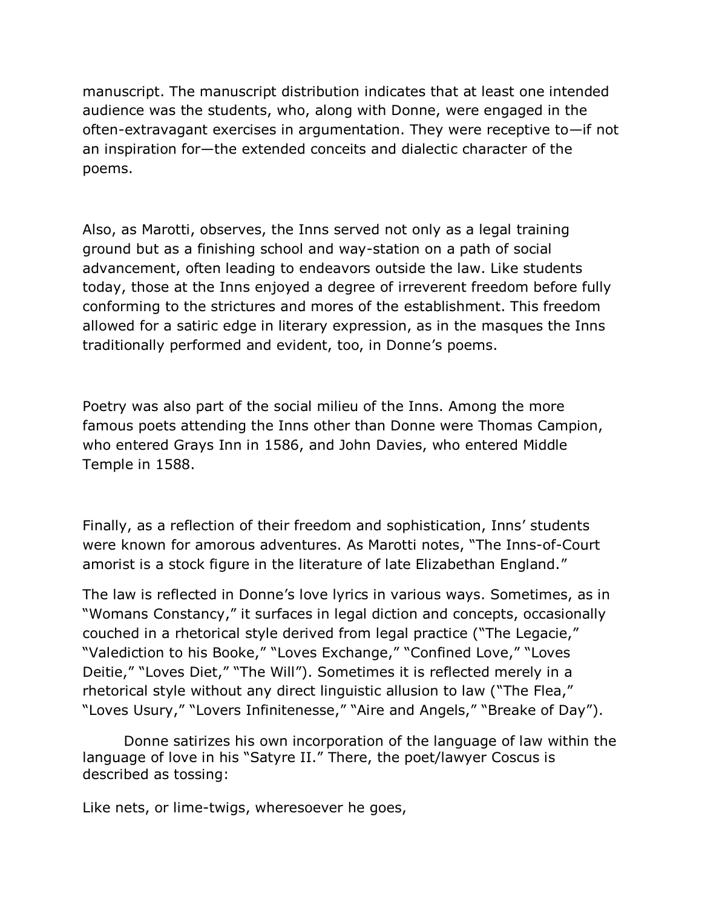manuscript. The manuscript distribution indicates that at least one intended audience was the students, who, along with Donne, were engaged in the often-extravagant exercises in argumentation. They were receptive to—if not an inspiration for—the extended conceits and dialectic character of the poems.

Also, as Marotti, observes, the Inns served not only as a legal training ground but as a finishing school and way-station on a path of social advancement, often leading to endeavors outside the law. Like students today, those at the Inns enjoyed a degree of irreverent freedom before fully conforming to the strictures and mores of the establishment. This freedom allowed for a satiric edge in literary expression, as in the masques the Inns traditionally performed and evident, too, in Donne's poems.

Poetry was also part of the social milieu of the Inns. Among the more famous poets attending the Inns other than Donne were Thomas Campion, who entered Grays Inn in 1586, and John Davies, who entered Middle Temple in 1588.

Finally, as a reflection of their freedom and sophistication, Inns' students were known for amorous adventures. As Marotti notes, "The Inns-of-Court amorist is a stock figure in the literature of late Elizabethan England."

The law is reflected in Donne's love lyrics in various ways. Sometimes, as in "Womans Constancy," it surfaces in legal diction and concepts, occasionally couched in a rhetorical style derived from legal practice ("The Legacie," "Valediction to his Booke," "Loves Exchange," "Confined Love," "Loves Deitie," "Loves Diet," "The Will"). Sometimes it is reflected merely in a rhetorical style without any direct linguistic allusion to law ("The Flea," "Loves Usury," "Lovers Infinitenesse," "Aire and Angels," "Breake of Day").

Donne satirizes his own incorporation of the language of law within the language of love in his "Satyre II." There, the poet/lawyer Coscus is described as tossing:

Like nets, or lime-twigs, wheresoever he goes,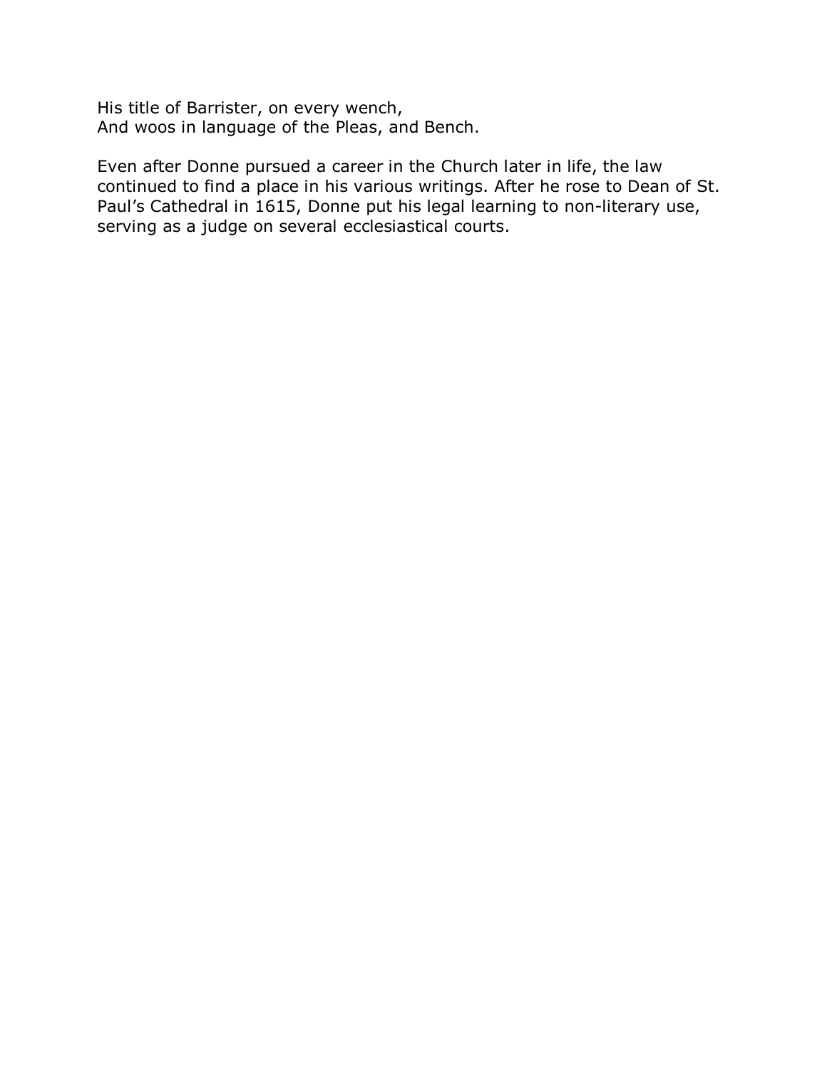His title of Barrister, on every wench,
And woos in language of the Pleas, and Bench.

Even after Donne pursued a career in the Church later in life, the law continued to find a place in his various writings. After he rose to Dean of St. Paul's Cathedral in 1615, Donne put his legal learning to non-literary use, serving as a judge on several ecclesiastical courts.